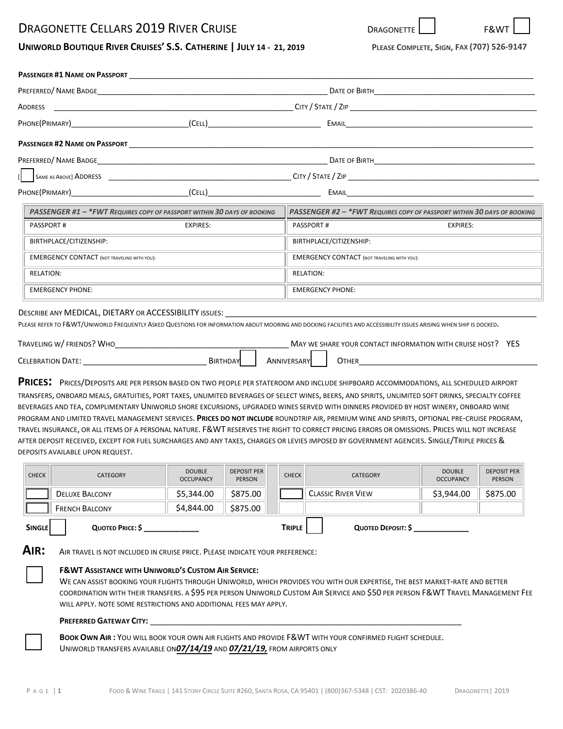# DRAGONETTE CELLARS 2019 RIVER CRUISE

DRAGONETTE ☐ F&WT ☐

**UNIWORLD BOUTIQUE RIVER CRUISES' S.S. CATHERINE | JULY 14 - 21, 2019**

**PLEASE COMPLETE, SIGN, FAX (707) 526-9147**

**PASSENGER #1 NAME ON PASSPORT** ______________________________

PREFERRED/ NAME BADGE ______________________________ DATE OF BIRTH ______________________________

ADDRESS ______________________________ CITY / STATE / ZIP ______________________________

PHONE(PRIMARY) ______________________________ (CELL) ______________________________ EMAIL ______________________________

**PASSENGER #2 NAME ON PASSPORT** ______________________________

PREFERRED/ NAME BADGE ______________________________ DATE OF BIRTH ______________________________

[☐ SAME AS ABOVE] ADDRESS ______________________________ CITY / STATE / ZIP ______________________________

PHONE(PRIMARY) ______________________________ (CELL) ______________________________ EMAIL ______________________________

| ***PASSENGER #1 – *FWT REQUIRES COPY OF PASSPORT WITHIN 30 DAYS OF BOOKING*** | ***PASSENGER #2 – *FWT REQUIRES COPY OF PASSPORT WITHIN 30 DAYS OF BOOKING*** |
|---|---|
| PASSPORT # EXPIRES: | PASSPORT # EXPIRES: |
| BIRTHPLACE/CITIZENSHIP: | BIRTHPLACE/CITIZENSHIP: |
| EMERGENCY CONTACT (NOT TRAVELING WITH YOU): | EMERGENCY CONTACT (NOT TRAVELING WITH YOU): |
| RELATION: | RELATION: |
| EMERGENCY PHONE: | EMERGENCY PHONE: |

DESCRIBE ANY MEDICAL, DIETARY OR ACCESSIBILITY ISSUES: ______________________________

PLEASE REFER TO F&WT/UNIWORLD FREQUENTLY ASKED QUESTIONS FOR INFORMATION ABOUT MOORING AND DOCKING FACILITIES AND ACCESSIBILITY ISSUES ARISING WHEN SHIP IS DOCKED.

TRAVELING W/ FRIENDS? WHO ______________________________ MAY WE SHARE YOUR CONTACT INFORMATION WITH CRUISE HOST? YES

CELEBRATION DATE: ______________________________ BIRTHDAY ☐ ANNIVERSARY ☐ OTHER ______________________________

**PRICES:** PRICES/DEPOSITS ARE PER PERSON BASED ON TWO PEOPLE PER STATEROOM AND INCLUDE SHIPBOARD ACCOMMODATIONS, ALL SCHEDULED AIRPORT TRANSFERS, ONBOARD MEALS, GRATUITIES, PORT TAXES, UNLIMITED BEVERAGES OF SELECT WINES, BEERS, AND SPIRITS, UNLIMITED SOFT DRINKS, SPECIALTY COFFEE BEVERAGES AND TEA, COMPLIMENTARY UNIWORLD SHORE EXCURSIONS, UPGRADED WINES SERVED WITH DINNERS PROVIDED BY HOST WINERY, ONBOARD WINE PROGRAM AND LIMITED TRAVEL MANAGEMENT SERVICES. **PRICES DO NOT INCLUDE** ROUNDTRIP AIR, PREMIUM WINE AND SPIRITS, OPTIONAL PRE-CRUISE PROGRAM, TRAVEL INSURANCE, OR ALL ITEMS OF A PERSONAL NATURE. F&WT RESERVES THE RIGHT TO CORRECT PRICING ERRORS OR OMISSIONS. PRICES WILL NOT INCREASE AFTER DEPOSIT RECEIVED, EXCEPT FOR FUEL SURCHARGES AND ANY TAXES, CHARGES OR LEVIES IMPOSED BY GOVERNMENT AGENCIES. SINGLE/TRIPLE PRICES & DEPOSITS AVAILABLE UPON REQUEST.

| CHECK | CATEGORY | DOUBLE OCCUPANCY | DEPOSIT PER PERSON | CHECK | CATEGORY | DOUBLE OCCUPANCY | DEPOSIT PER PERSON |
|---|---|---|---|---|---|---|---|
| ☐ | DELUXE BALCONY | $5,344.00 | $875.00 | ☐ | CLASSIC RIVER VIEW | $3,944.00 | $875.00 |
| ☐ | FRENCH BALCONY | $4,844.00 | $875.00 | | | | |

**SINGLE** ☐ **QUOTED PRICE: $** ____________ **TRIPLE** ☐ **QUOTED DEPOSIT: $** ____________

**AIR:** AIR TRAVEL IS NOT INCLUDED IN CRUISE PRICE. PLEASE INDICATE YOUR PREFERENCE:

☐ **F&WT ASSISTANCE WITH UNIWORLD'S CUSTOM AIR SERVICE:**
WE CAN ASSIST BOOKING YOUR FLIGHTS THROUGH UNIWORLD, WHICH PROVIDES YOU WITH OUR EXPERTISE, THE BEST MARKET-RATE AND BETTER COORDINATION WITH THEIR TRANSFERS. A $95 PER PERSON UNIWORLD CUSTOM AIR SERVICE AND $50 PER PERSON F&WT TRAVEL MANAGEMENT FEE WILL APPLY. NOTE SOME RESTRICTIONS AND ADDITIONAL FEES MAY APPLY.

**PREFERRED GATEWAY CITY:** ______________________________

☐ **BOOK OWN AIR :** YOU WILL BOOK YOUR OWN AIR FLIGHTS AND PROVIDE F&WT WITH YOUR CONFIRMED FLIGHT SCHEDULE.
UNIWORLD TRANSFERS AVAILABLE ON ***07/14/19*** AND ***07/21/19,*** FROM AIRPORTS ONLY

FOOD & WINE TRAILS | 141 STONY CIRCLE SUITE #260, SANTA ROSA, CA 95401 | (800)367-5348 | CST: 2020386-40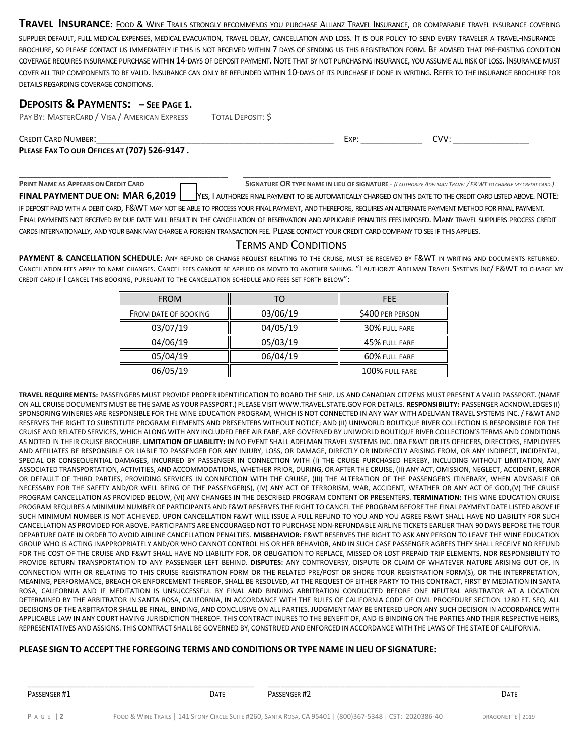**TRAVEL INSURANCE:** FOOD & WINE TRAILS STRONGLY RECOMMENDS YOU PURCHASE ALLIANZ TRAVEL INSURANCE, OR COMPARABLE TRAVEL INSURANCE COVERING SUPPLIER DEFAULT, FULL MEDICAL EXPENSES, MEDICAL EVACUATION, TRAVEL DELAY, CANCELLATION AND LOSS. IT IS OUR POLICY TO SEND EVERY TRAVELER A TRAVEL-INSURANCE BROCHURE, SO PLEASE CONTACT US IMMEDIATELY IF THIS IS NOT RECEIVED WITHIN 7 DAYS OF SENDING US THIS REGISTRATION FORM. BE ADVISED THAT PRE-EXISTING CONDITION COVERAGE REQUIRES INSURANCE PURCHASE WITHIN 14-DAYS OF DEPOSIT PAYMENT. NOTE THAT BY NOT PURCHASING INSURANCE, YOU ASSUME ALL RISK OF LOSS. INSURANCE MUST COVER ALL TRIP COMPONENTS TO BE VALID. INSURANCE CAN ONLY BE REFUNDED WITHIN 10-DAYS OF ITS PURCHASE IF DONE IN WRITING. REFER TO THE INSURANCE BROCHURE FOR DETAILS REGARDING COVERAGE CONDITIONS.

## DEPOSITS & PAYMENTS: – SEE PAGE 1.

PAY BY: MASTERCARD / VISA / AMERICAN EXPRESS TOTAL DEPOSIT: $\_\_\_\_\_\_\_\_\_\_\_\_\_\_\_\_\_\_\_\_

CREDIT CARD NUMBER:\_\_\_\_\_\_\_\_\_\_\_\_\_\_\_\_\_\_\_\_\_\_\_\_\_\_\_\_ EXP: \_\_\_\_\_\_\_\_\_\_ CVV: \_\_\_\_\_\_\_\_\_\_

**PLEASE FAX TO OUR OFFICES AT (707) 526-9147 .**

\_\_\_\_\_\_\_\_\_\_\_\_\_\_\_\_\_\_\_\_\_\_\_\_\_\_\_\_ \_\_\_\_\_\_\_\_\_\_\_\_\_\_\_\_\_\_\_\_\_\_\_\_\_\_\_\_

**PRINT NAME AS APPEARS ON CREDIT CARD** **SIGNATURE OR TYPE NAME IN LIEU OF SIGNATURE** - *(I AUTHORIZE ADELMAN TRAVEL / F&WT TO CHARGE MY CREDIT CARD.)*

**FINAL PAYMENT DUE ON: MAR 6,2019** ☐ YES, I AUTHORIZE FINAL PAYMENT TO BE AUTOMATICALLY CHARGED ON THIS DATE TO THE CREDIT CARD LISTED ABOVE. NOTE: IF DEPOSIT PAID WITH A DEBIT CARD, F&WT MAY NOT BE ABLE TO PROCESS YOUR FINAL PAYMENT, AND THEREFORE, REQUIRES AN ALTERNATE PAYMENT METHOD FOR FINAL PAYMENT. FINAL PAYMENTS NOT RECEIVED BY DUE DATE WILL RESULT IN THE CANCELLATION OF RESERVATION AND APPLICABLE PENALTIES FEES IMPOSED. MANY TRAVEL SUPPLIERS PROCESS CREDIT CARDS INTERNATIONALLY, AND YOUR BANK MAY CHARGE A FOREIGN TRANSACTION FEE. PLEASE CONTACT YOUR CREDIT CARD COMPANY TO SEE IF THIS APPLIES.

## TERMS AND CONDITIONS

**PAYMENT & CANCELLATION SCHEDULE:** ANY REFUND OR CHANGE REQUEST RELATING TO THE CRUISE, MUST BE RECEIVED BY F&WT IN WRITING AND DOCUMENTS RETURNED. CANCELLATION FEES APPLY TO NAME CHANGES. CANCEL FEES CANNOT BE APPLIED OR MOVED TO ANOTHER SAILING. "I AUTHORIZE ADELMAN TRAVEL SYSTEMS INC/ F&WT TO CHARGE MY CREDIT CARD IF I CANCEL THIS BOOKING, PURSUANT TO THE CANCELLATION SCHEDULE AND FEES SET FORTH BELOW":

| FROM | TO | FEE |
|---|---|---|
| FROM DATE OF BOOKING | 03/06/19 | $400 PER PERSON |
| 03/07/19 | 04/05/19 | 30% FULL FARE |
| 04/06/19 | 05/03/19 | 45% FULL FARE |
| 05/04/19 | 06/04/19 | 60% FULL FARE |
| 06/05/19 | | 100% FULL FARE |

**TRAVEL REQUIREMENTS:** PASSENGERS MUST PROVIDE PROPER IDENTIFICATION TO BOARD THE SHIP. US AND CANADIAN CITIZENS MUST PRESENT A VALID PASSPORT. (NAME ON ALL CRUISE DOCUMENTS MUST BE THE SAME AS YOUR PASSPORT.) PLEASE VISIT WWW.TRAVEL.STATE.GOV FOR DETAILS. **RESPONSIBILITY:** PASSENGER ACKNOWLEDGES (I) SPONSORING WINERIES ARE RESPONSIBLE FOR THE WINE EDUCATION PROGRAM, WHICH IS NOT CONNECTED IN ANY WAY WITH ADELMAN TRAVEL SYSTEMS INC. / F&WT AND RESERVES THE RIGHT TO SUBSTITUTE PROGRAM ELEMENTS AND PRESENTERS WITHOUT NOTICE; AND (II) UNIWORLD BOUTIQUE RIVER COLLECTION IS RESPONSIBLE FOR THE CRUISE AND RELATED SERVICES, WHICH ALONG WITH ANY INCLUDED FREE AIR FARE, ARE GOVERNED BY UNIWORLD BOUTIQUE RIVER COLLECTION'S TERMS AND CONDITIONS AS NOTED IN THEIR CRUISE BROCHURE. **LIMITATION OF LIABILITY:** IN NO EVENT SHALL ADELMAN TRAVEL SYSTEMS INC. DBA F&WT OR ITS OFFICERS, DIRECTORS, EMPLOYEES AND AFFILIATES BE RESPONSIBLE OR LIABLE TO PASSENGER FOR ANY INJURY, LOSS, OR DAMAGE, DIRECTLY OR INDIRECTLY ARISING FROM, OR ANY INDIRECT, INCIDENTAL, SPECIAL OR CONSEQUENTIAL DAMAGES, INCURRED BY PASSENGER IN CONNECTION WITH (I) THE CRUISE PURCHASED HEREBY, INCLUDING WITHOUT LIMITATION, ANY ASSOCIATED TRANSPORTATION, ACTIVITIES, AND ACCOMMODATIONS, WHETHER PRIOR, DURING, OR AFTER THE CRUISE, (II) ANY ACT, OMISSION, NEGLECT, ACCIDENT, ERROR OR DEFAULT OF THIRD PARTIES, PROVIDING SERVICES IN CONNECTION WITH THE CRUISE, (III) THE ALTERATION OF THE PASSENGER'S ITINERARY, WHEN ADVISABLE OR NECESSARY FOR THE SAFETY AND/OR WELL BEING OF THE PASSENGER(S), (IV) ANY ACT OF TERRORISM, WAR, ACCIDENT, WEATHER OR ANY ACT OF GOD,(V) THE CRUISE PROGRAM CANCELLATION AS PROVIDED BELOW, (VI) ANY CHANGES IN THE DESCRIBED PROGRAM CONTENT OR PRESENTERS. **TERMINATION:** THIS WINE EDUCATION CRUISE PROGRAM REQUIRES A MINIMUM NUMBER OF PARTICIPANTS AND F&WT RESERVES THE RIGHT TO CANCEL THE PROGRAM BEFORE THE FINAL PAYMENT DATE LISTED ABOVE IF SUCH MINIMUM NUMBER IS NOT ACHIEVED. UPON CANCELLATION F&WT WILL ISSUE A FULL REFUND TO YOU AND YOU AGREE F&WT SHALL HAVE NO LIABILITY FOR SUCH CANCELLATION AS PROVIDED FOR ABOVE. PARTICIPANTS ARE ENCOURAGED NOT TO PURCHASE NON-REFUNDABLE AIRLINE TICKETS EARLIER THAN 90 DAYS BEFORE THE TOUR DEPARTURE DATE IN ORDER TO AVOID AIRLINE CANCELLATION PENALTIES. **MISBEHAVIOR:** F&WT RESERVES THE RIGHT TO ASK ANY PERSON TO LEAVE THE WINE EDUCATION GROUP WHO IS ACTING INAPPROPRIATELY AND/OR WHO CANNOT CONTROL HIS OR HER BEHAVIOR, AND IN SUCH CASE PASSENGER AGREES THEY SHALL RECEIVE NO REFUND FOR THE COST OF THE CRUISE AND F&WT SHALL HAVE NO LIABILITY FOR, OR OBLIGATION TO REPLACE, MISSED OR LOST PREPAID TRIP ELEMENTS, NOR RESPONSIBILITY TO PROVIDE RETURN TRANSPORTATION TO ANY PASSENGER LEFT BEHIND. **DISPUTES:** ANY CONTROVERSY, DISPUTE OR CLAIM OF WHATEVER NATURE ARISING OUT OF, IN CONNECTION WITH OR RELATING TO THIS CRUISE REGISTRATION FORM OR THE RELATED PRE/POST OR SHORE TOUR REGISTRATION FORM(S), OR THE INTERPRETATION, MEANING, PERFORMANCE, BREACH OR ENFORCEMENT THEREOF, SHALL BE RESOLVED, AT THE REQUEST OF EITHER PARTY TO THIS CONTRACT, FIRST BY MEDIATION IN SANTA ROSA, CALIFORNIA AND IF MEDITATION IS UNSUCCESSFUL BY FINAL AND BINDING ARBITRATION CONDUCTED BEFORE ONE NEUTRAL ARBITRATOR AT A LOCATION DETERMINED BY THE ARBITRATOR IN SANTA ROSA, CALIFORNIA, IN ACCORDANCE WITH THE RULES OF CALIFORNIA CODE OF CIVIL PROCEDURE SECTION 1280 ET. SEQ. ALL DECISIONS OF THE ARBITRATOR SHALL BE FINAL, BINDING, AND CONCLUSIVE ON ALL PARTIES. JUDGMENT MAY BE ENTERED UPON ANY SUCH DECISION IN ACCORDANCE WITH APPLICABLE LAW IN ANY COURT HAVING JURISDICTION THEREOF. THIS CONTRACT INURES TO THE BENEFIT OF, AND IS BINDING ON THE PARTIES AND THEIR RESPECTIVE HEIRS, REPRESENTATIVES AND ASSIGNS. THIS CONTRACT SHALL BE GOVERNED BY, CONSTRUED AND ENFORCED IN ACCORDANCE WITH THE LAWS OF THE STATE OF CALIFORNIA.

**PLEASE SIGN TO ACCEPT THE FOREGOING TERMS AND CONDITIONS OR TYPE NAME IN LIEU OF SIGNATURE:**

\_\_\_\_\_\_\_\_\_\_\_\_\_\_\_\_\_\_\_\_\_\_\_\_\_\_\_\_ \_\_\_\_\_\_\_\_\_\_\_\_\_\_\_\_\_\_\_\_\_\_\_\_\_\_\_\_

PASSENGER #1 DATE PASSENGER #2 DATE

FOOD & WINE TRAILS | 141 STONY CIRCLE SUITE #260, SANTA ROSA, CA 95401 | (800)367-5348 | CST: 2020386-40 DRAGONETTE | 2019